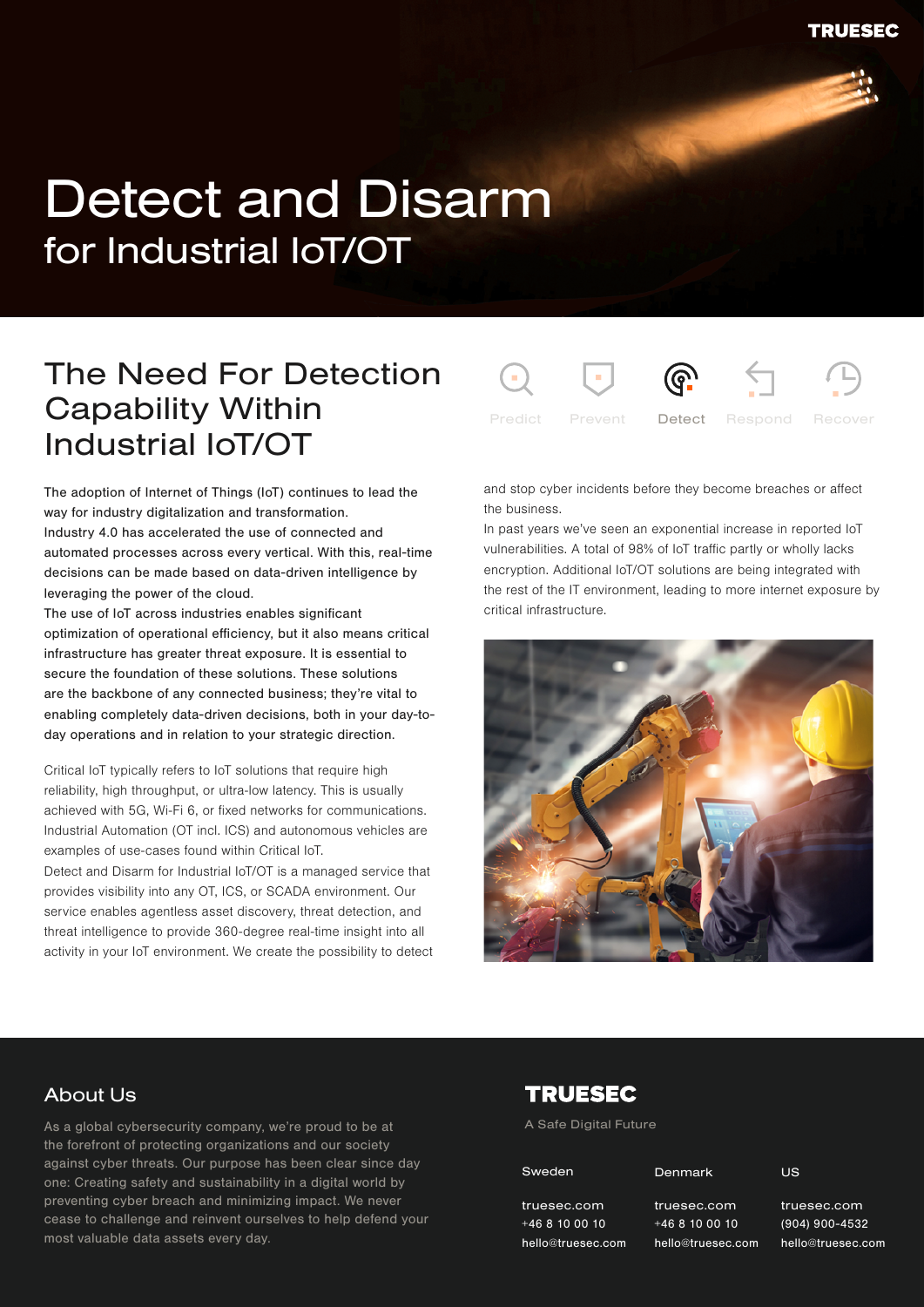TRUESEC

# Detect and Disarm
## for Industrial IoT/OT

## The Need For Detection Capability Within Industrial IoT/OT

Predict · Prevent · **Detect** · Respond · Recover

The adoption of Internet of Things (IoT) continues to lead the way for industry digitalization and transformation. Industry 4.0 has accelerated the use of connected and automated processes across every vertical. With this, real-time decisions can be made based on data-driven intelligence by leveraging the power of the cloud.
The use of IoT across industries enables significant optimization of operational efficiency, but it also means critical infrastructure has greater threat exposure. It is essential to secure the foundation of these solutions. These solutions are the backbone of any connected business; they're vital to enabling completely data-driven decisions, both in your day-to-day operations and in relation to your strategic direction.

Critical IoT typically refers to IoT solutions that require high reliability, high throughput, or ultra-low latency. This is usually achieved with 5G, Wi-Fi 6, or fixed networks for communications. Industrial Automation (OT incl. ICS) and autonomous vehicles are examples of use-cases found within Critical IoT.
Detect and Disarm for Industrial IoT/OT is a managed service that provides visibility into any OT, ICS, or SCADA environment. Our service enables agentless asset discovery, threat detection, and threat intelligence to provide 360-degree real-time insight into all activity in your IoT environment. We create the possibility to detect and stop cyber incidents before they become breaches or affect the business.
In past years we've seen an exponential increase in reported IoT vulnerabilities. A total of 98% of IoT traffic partly or wholly lacks encryption. Additional IoT/OT solutions are being integrated with the rest of the IT environment, leading to more internet exposure by critical infrastructure.

## About Us

As a global cybersecurity company, we're proud to be at the forefront of protecting organizations and our society against cyber threats. Our purpose has been clear since day one: Creating safety and sustainability in a digital world by preventing cyber breach and minimizing impact. We never cease to challenge and reinvent ourselves to help defend your most valuable data assets every day.

**TRUESEC**

A Safe Digital Future

| Sweden | Denmark | US |
|---|---|---|
| truesec.com | truesec.com | truesec.com |
| +46 8 10 00 10 | +46 8 10 00 10 | (904) 900-4532 |
| hello@truesec.com | hello@truesec.com | hello@truesec.com |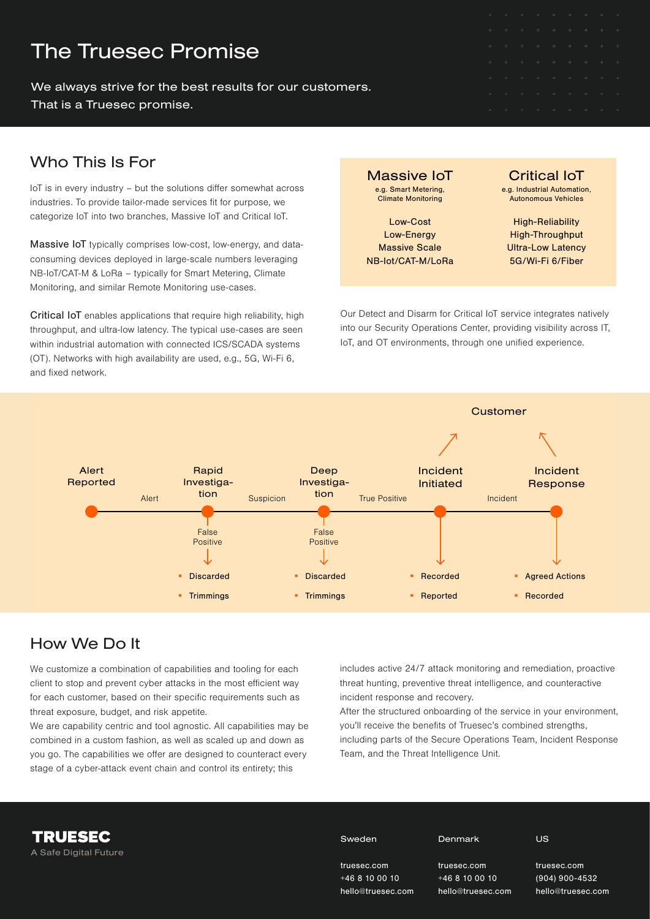# The Truesec Promise

We always strive for the best results for our customers.
That is a Truesec promise.

## Who This Is For

IoT is in every industry – but the solutions differ somewhat across industries. To provide tailor-made services fit for purpose, we categorize IoT into two branches, Massive IoT and Critical IoT.

**Massive IoT** typically comprises low-cost, low-energy, and data-consuming devices deployed in large-scale numbers leveraging NB-IoT/CAT-M & LoRa – typically for Smart Metering, Climate Monitoring, and similar Remote Monitoring use-cases.

**Critical IoT** enables applications that require high reliability, high throughput, and ultra-low latency. The typical use-cases are seen within industrial automation with connected ICS/SCADA systems (OT). Networks with high availability are used, e.g., 5G, Wi-Fi 6, and fixed network.

| Massive IoT<br>e.g. Smart Metering, Climate Monitoring | Critical IoT<br>e.g. Industrial Automation, Autonomous Vehicles |
|---|---|
| Low-Cost | High-Reliability |
| Low-Energy | High-Throughput |
| Massive Scale | Ultra-Low Latency |
| NB-Iot/CAT-M/LoRa | 5G/Wi-Fi 6/Fiber |

Our Detect and Disarm for Critical IoT service integrates natively into our Security Operations Center, providing visibility across IT, IoT, and OT environments, through one unified experience.

Alert Reported → (Alert) → Rapid Investigation → (Suspicion) → Deep Investigation → (True Positive) → Incident Initiated → (Incident) → Incident Response

- Rapid Investigation — False Positive:
  - Discarded
  - Trimmings
- Deep Investigation — False Positive:
  - Discarded
  - Trimmings
- Incident Initiated (→ Customer):
  - Recorded
  - Reported
- Incident Response (→ Customer):
  - Agreed Actions
  - Recorded

## How We Do It

We customize a combination of capabilities and tooling for each client to stop and prevent cyber attacks in the most efficient way for each customer, based on their specific requirements such as threat exposure, budget, and risk appetite.

We are capability centric and tool agnostic. All capabilities may be combined in a custom fashion, as well as scaled up and down as you go. The capabilities we offer are designed to counteract every stage of a cyber-attack event chain and control its entirety; this includes active 24/7 attack monitoring and remediation, proactive threat hunting, preventive threat intelligence, and counteractive incident response and recovery.

After the structured onboarding of the service in your environment, you'll receive the benefits of Truesec's combined strengths, including parts of the Secure Operations Team, Incident Response Team, and the Threat Intelligence Unit.

**TRUESEC**
A Safe Digital Future

| Sweden | Denmark | US |
|---|---|---|
| truesec.com | truesec.com | truesec.com |
| +46 8 10 00 10 | +46 8 10 00 10 | (904) 900-4532 |
| hello@truesec.com | hello@truesec.com | hello@truesec.com |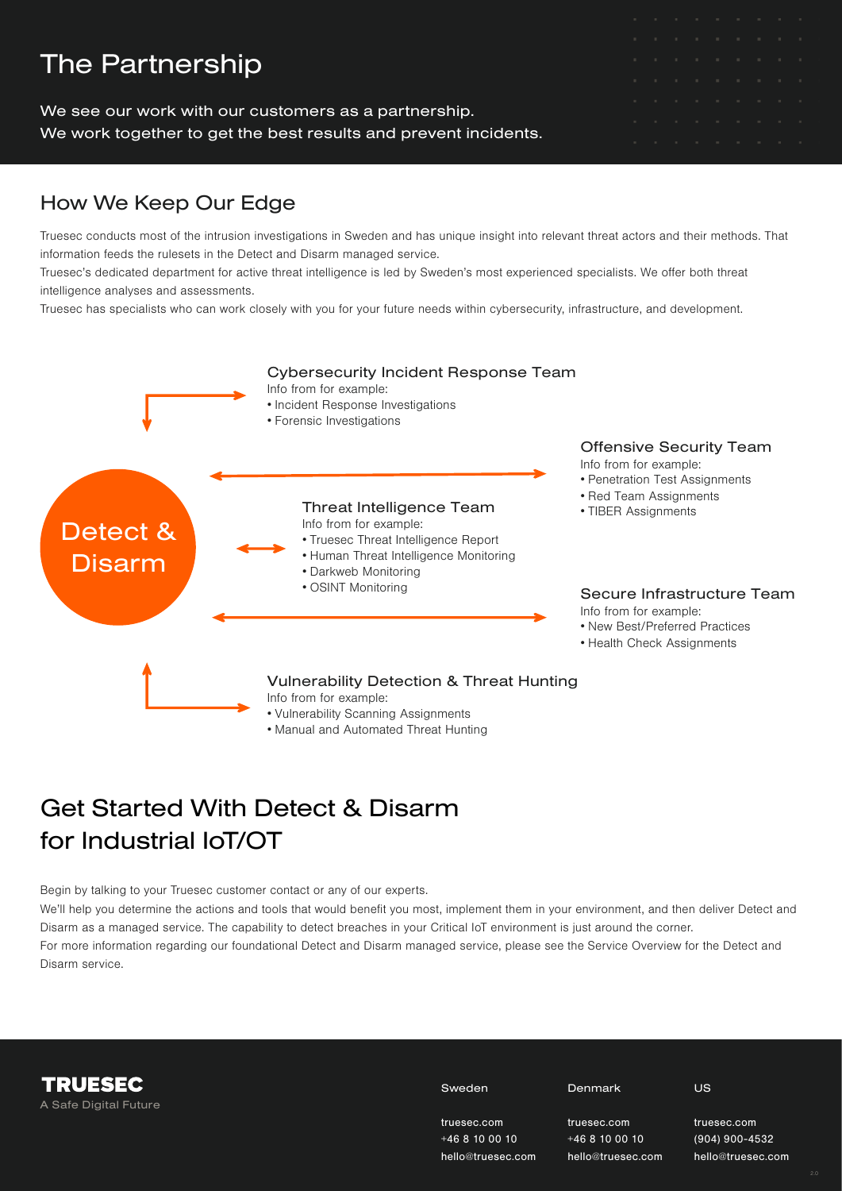# The Partnership

We see our work with our customers as a partnership.
We work together to get the best results and prevent incidents.

## How We Keep Our Edge

Truesec conducts most of the intrusion investigations in Sweden and has unique insight into relevant threat actors and their methods. That information feeds the rulesets in the Detect and Disarm managed service.

Truesec's dedicated department for active threat intelligence is led by Sweden's most experienced specialists. We offer both threat intelligence analyses and assessments.

Truesec has specialists who can work closely with you for your future needs within cybersecurity, infrastructure, and development.

Detect & Disarm

**Cybersecurity Incident Response Team**
Info from for example:
- Incident Response Investigations
- Forensic Investigations

**Offensive Security Team**
Info from for example:
- Penetration Test Assignments
- Red Team Assignments
- TIBER Assignments

**Threat Intelligence Team**
Info from for example:
- Truesec Threat Intelligence Report
- Human Threat Intelligence Monitoring
- Darkweb Monitoring
- OSINT Monitoring

**Secure Infrastructure Team**
Info from for example:
- New Best/Preferred Practices
- Health Check Assignments

**Vulnerability Detection & Threat Hunting**
Info from for example:
- Vulnerability Scanning Assignments
- Manual and Automated Threat Hunting

# Get Started With Detect & Disarm for Industrial IoT/OT

Begin by talking to your Truesec customer contact or any of our experts.

We'll help you determine the actions and tools that would benefit you most, implement them in your environment, and then deliver Detect and Disarm as a managed service. The capability to detect breaches in your Critical IoT environment is just around the corner.

For more information regarding our foundational Detect and Disarm managed service, please see the Service Overview for the Detect and Disarm service.

**TRUESEC**
A Safe Digital Future

| Sweden | Denmark | US |
|---|---|---|
| truesec.com | truesec.com | truesec.com |
| +46 8 10 00 10 | +46 8 10 00 10 | (904) 900-4532 |
| hello@truesec.com | hello@truesec.com | hello@truesec.com |